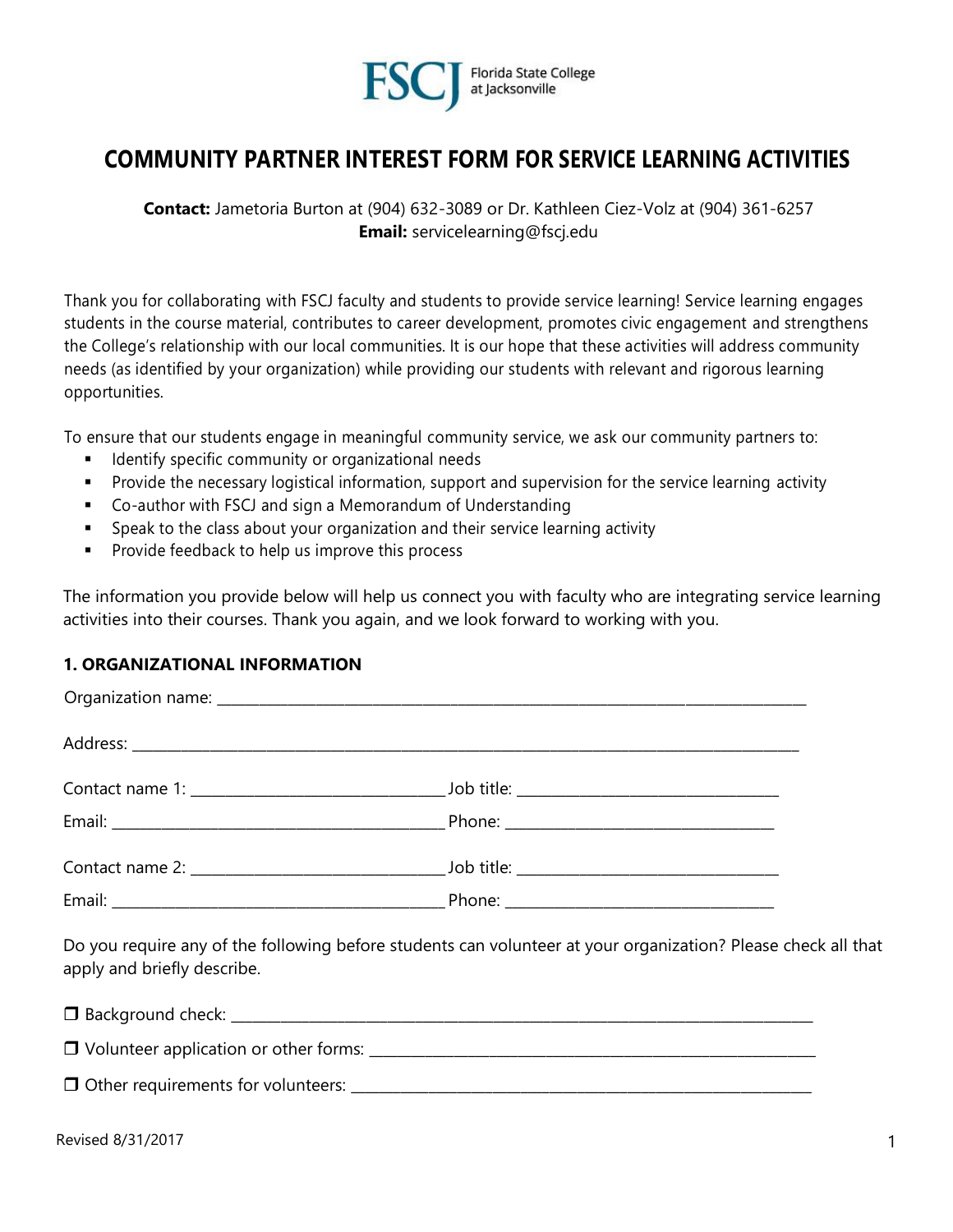FSCJ Florida State College at Jacksonville

# COMMUNITY PARTNER INTEREST FORM FOR SERVICE LEARNING ACTIVITIES

**Contact:** Jametoria Burton at (904) 632-3089 or Dr. Kathleen Ciez-Volz at (904) 361-6257
**Email:** servicelearning@fscj.edu

Thank you for collaborating with FSCJ faculty and students to provide service learning! Service learning engages students in the course material, contributes to career development, promotes civic engagement and strengthens the College's relationship with our local communities. It is our hope that these activities will address community needs (as identified by your organization) while providing our students with relevant and rigorous learning opportunities.

To ensure that our students engage in meaningful community service, we ask our community partners to:

- Identify specific community or organizational needs
- Provide the necessary logistical information, support and supervision for the service learning activity
- Co-author with FSCJ and sign a Memorandum of Understanding
- Speak to the class about your organization and their service learning activity
- Provide feedback to help us improve this process

The information you provide below will help us connect you with faculty who are integrating service learning activities into their courses. Thank you again, and we look forward to working with you.

### 1. ORGANIZATIONAL INFORMATION

Organization name: ____________________

Address: ____________________

Contact name 1: ____________________ Job title: ____________________

Email: ____________________ Phone: ____________________

Contact name 2: ____________________ Job title: ____________________

Email: ____________________ Phone: ____________________

Do you require any of the following before students can volunteer at your organization? Please check all that apply and briefly describe.

❒ Background check: ____________________

❒ Volunteer application or other forms: ____________________

❒ Other requirements for volunteers: ____________________

Revised 8/31/2017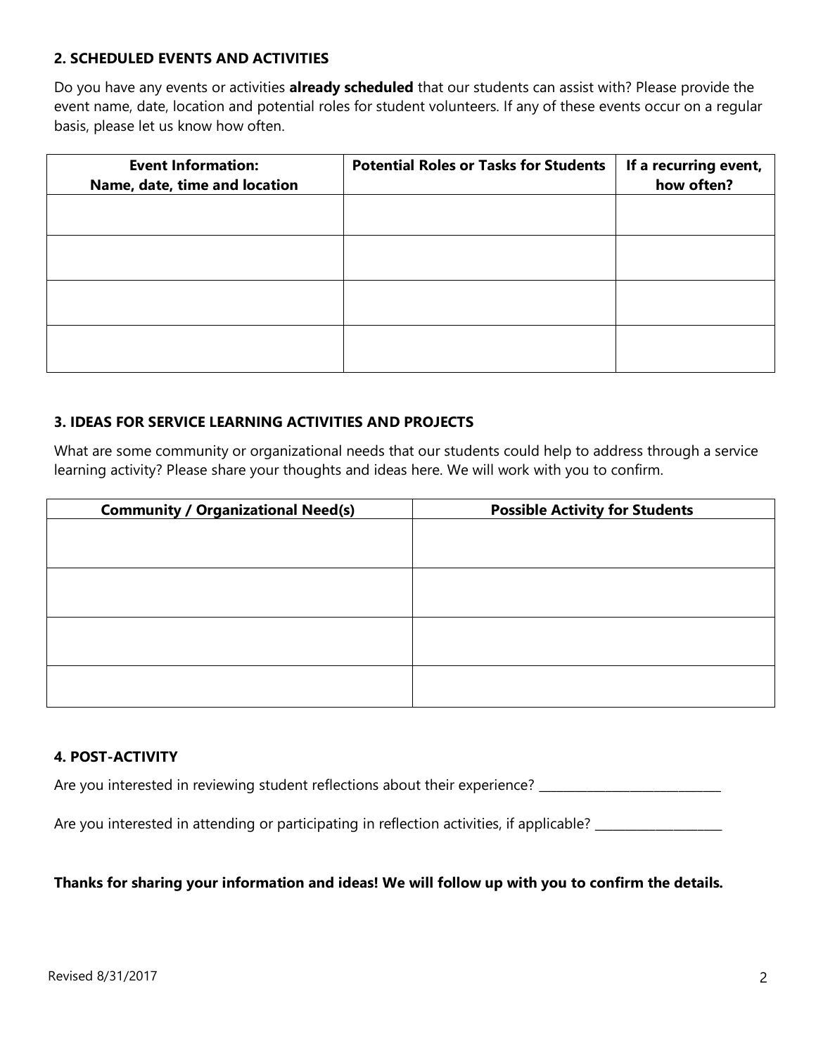## 2. SCHEDULED EVENTS AND ACTIVITIES

Do you have any events or activities **already scheduled** that our students can assist with? Please provide the event name, date, location and potential roles for student volunteers. If any of these events occur on a regular basis, please let us know how often.

| Event Information: Name, date, time and location | Potential Roles or Tasks for Students | If a recurring event, how often? |
|---|---|---|
| | | |
| | | |
| | | |
| | | |

## 3. IDEAS FOR SERVICE LEARNING ACTIVITIES AND PROJECTS

What are some community or organizational needs that our students could help to address through a service learning activity? Please share your thoughts and ideas here. We will work with you to confirm.

| Community / Organizational Need(s) | Possible Activity for Students |
|---|---|
| | |
| | |
| | |
| | |

## 4. POST-ACTIVITY

Are you interested in reviewing student reflections about their experience? ___________________________

Are you interested in attending or participating in reflection activities, if applicable? ___________________

**Thanks for sharing your information and ideas! We will follow up with you to confirm the details.**

Revised 8/31/2017